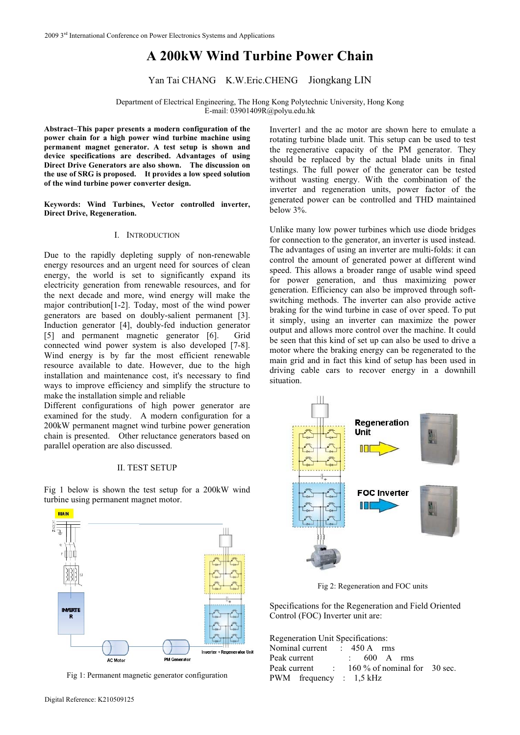# A 200kW Wind Turbine Power Chain

Yan Tai CHANG K.W.Eric.CHENG Jiongkang LIN

Department of Electrical Engineering, The Hong Kong Polytechnic University, Hong Kong
E-mail: 03901409R@polyu.edu.hk

**Abstract–This paper presents a modern configuration of the power chain for a high power wind turbine machine using permanent magnet generator. A test setup is shown and device specifications are described. Advantages of using Direct Drive Generators are also shown. The discussion on the use of SRG is proposed. It provides a low speed solution of the wind turbine power converter design.**

**Keywords: Wind Turbines, Vector controlled inverter, Direct Drive, Regeneration.**

## I. INTRODUCTION

Due to the rapidly depleting supply of non-renewable energy resources and an urgent need for sources of clean energy, the world is set to significantly expand its electricity generation from renewable resources, and for the next decade and more, wind energy will make the major contribution[1-2]. Today, most of the wind power generators are based on doubly-salient permanent [3]. Induction generator [4], doubly-fed induction generator [5] and permanent magnetic generator [6]. Grid connected wind power system is also developed [7-8]. Wind energy is by far the most efficient renewable resource available to date. However, due to the high installation and maintenance cost, it's necessary to find ways to improve efficiency and simplify the structure to make the installation simple and reliable

Different configurations of high power generator are examined for the study. A modern configuration for a 200kW permanent magnet wind turbine power generation chain is presented. Other reluctance generators based on parallel operation are also discussed.

## II. TEST SETUP

Fig 1 below is shown the test setup for a 200kW wind turbine using permanent magnet motor.

Fig 1: Permanent magnetic generator configuration

Inverter1 and the ac motor are shown here to emulate a rotating turbine blade unit. This setup can be used to test the regenerative capacity of the PM generator. They should be replaced by the actual blade units in final testings. The full power of the generator can be tested without wasting energy. With the combination of the inverter and regeneration units, power factor of the generated power can be controlled and THD maintained below 3%.

Unlike many low power turbines which use diode bridges for connection to the generator, an inverter is used instead. The advantages of using an inverter are multi-folds: it can control the amount of generated power at different wind speed. This allows a broader range of usable wind speed for power generation, and thus maximizing power generation. Efficiency can also be improved through soft-switching methods. The inverter can also provide active braking for the wind turbine in case of over speed. To put it simply, using an inverter can maximize the power output and allows more control over the machine. It could be seen that this kind of set up can also be used to drive a motor where the braking energy can be regenerated to the main grid and in fact this kind of setup has been used in driving cable cars to recover energy in a downhill situation.

Fig 2: Regeneration and FOC units

Specifications for the Regeneration and Field Oriented Control (FOC) Inverter unit are:

Regeneration Unit Specifications:

| | | |
|---|---|---|
| Nominal current | : | 450 A rms |
| Peak current | : | 600 A rms |
| Peak current | : | 160 % of nominal for 30 sec. |
| PWM frequency | : | 1,5 kHz |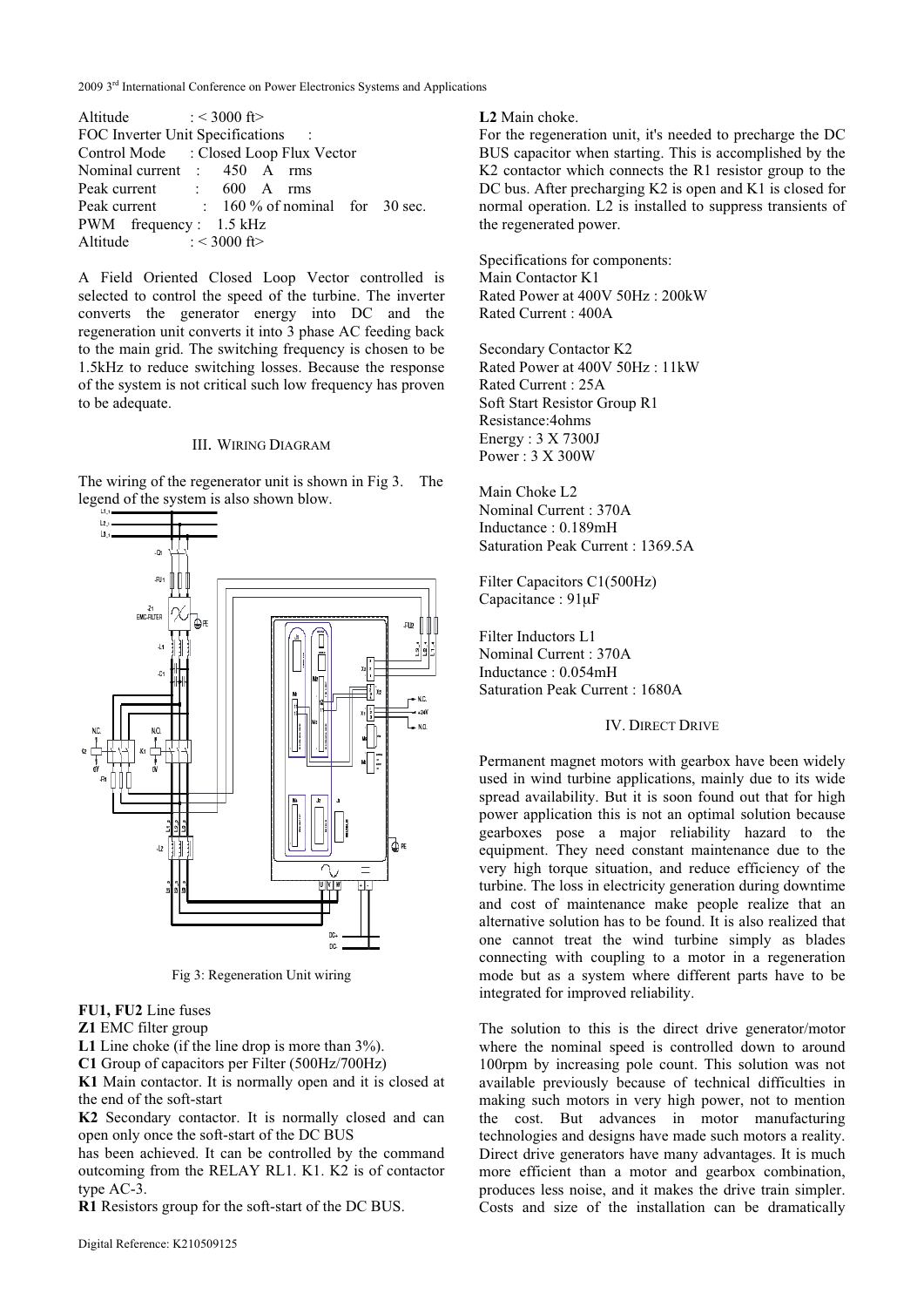Altitude : < 3000 ft>

FOC Inverter Unit Specifications :

Control Mode : Closed Loop Flux Vector

Nominal current : 450 A rms

Peak current : 600 A rms

Peak current : 160 % of nominal for 30 sec.

PWM frequency : 1.5 kHz

Altitude : < 3000 ft>

A Field Oriented Closed Loop Vector controlled is selected to control the speed of the turbine. The inverter converts the generator energy into DC and the regeneration unit converts it into 3 phase AC feeding back to the main grid. The switching frequency is chosen to be 1.5kHz to reduce switching losses. Because the response of the system is not critical such low frequency has proven to be adequate.

## III. WIRING DIAGRAM

The wiring of the regenerator unit is shown in Fig 3. The legend of the system is also shown blow.

Fig 3: Regeneration Unit wiring

**FU1, FU2** Line fuses

**Z1** EMC filter group

**L1** Line choke (if the line drop is more than 3%).

**C1** Group of capacitors per Filter (500Hz/700Hz)

**K1** Main contactor. It is normally open and it is closed at the end of the soft-start

**K2** Secondary contactor. It is normally closed and can open only once the soft-start of the DC BUS has been achieved. It can be controlled by the command outcoming from the RELAY RL1. K1. K2 is of contactor type AC-3.

**R1** Resistors group for the soft-start of the DC BUS.

**L2** Main choke.

For the regeneration unit, it's needed to precharge the DC BUS capacitor when starting. This is accomplished by the K2 contactor which connects the R1 resistor group to the DC bus. After precharging K2 is open and K1 is closed for normal operation. L2 is installed to suppress transients of the regenerated power.

Specifications for components:

Main Contactor K1

Rated Power at 400V 50Hz : 200kW

Rated Current : 400A

Secondary Contactor K2

Rated Power at 400V 50Hz : 11kW

Rated Current : 25A

Soft Start Resistor Group R1

Resistance:4ohms

Energy : 3 X 7300J

Power : 3 X 300W

Main Choke L2

Nominal Current : 370A

Inductance : 0.189mH

Saturation Peak Current : 1369.5A

Filter Capacitors C1(500Hz)

Capacitance : 91μF

Filter Inductors L1

Nominal Current : 370A

Inductance : 0.054mH

Saturation Peak Current : 1680A

## IV. DIRECT DRIVE

Permanent magnet motors with gearbox have been widely used in wind turbine applications, mainly due to its wide spread availability. But it is soon found out that for high power application this is not an optimal solution because gearboxes pose a major reliability hazard to the equipment. They need constant maintenance due to the very high torque situation, and reduce efficiency of the turbine. The loss in electricity generation during downtime and cost of maintenance make people realize that an alternative solution has to be found. It is also realized that one cannot treat the wind turbine simply as blades connecting with coupling to a motor in a regeneration mode but as a system where different parts have to be integrated for improved reliability.

The solution to this is the direct drive generator/motor where the nominal speed is controlled down to around 100rpm by increasing pole count. This solution was not available previously because of technical difficulties in making such motors in very high power, not to mention the cost. But advances in motor manufacturing technologies and designs have made such motors a reality. Direct drive generators have many advantages. It is much more efficient than a motor and gearbox combination, produces less noise, and it makes the drive train simpler. Costs and size of the installation can be dramatically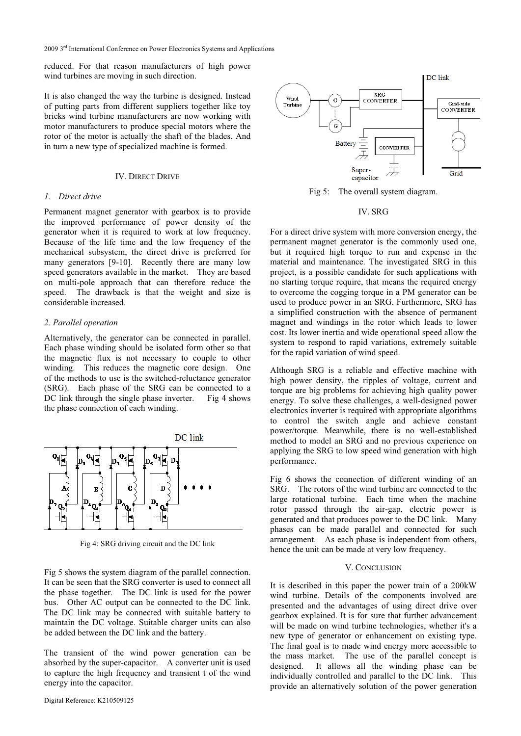reduced. For that reason manufacturers of high power wind turbines are moving in such direction.

It is also changed the way the turbine is designed. Instead of putting parts from different suppliers together like toy bricks wind turbine manufacturers are now working with motor manufacturers to produce special motors where the rotor of the motor is actually the shaft of the blades. And in turn a new type of specialized machine is formed.

## IV. DIRECT DRIVE

### *1. Direct drive*

Permanent magnet generator with gearbox is to provide the improved performance of power density of the generator when it is required to work at low frequency. Because of the life time and the low frequency of the mechanical subsystem, the direct drive is preferred for many generators [9-10]. Recently there are many low speed generators available in the market. They are based on multi-pole approach that can therefore reduce the speed. The drawback is that the weight and size is considerable increased.

### *2. Parallel operation*

Alternatively, the generator can be connected in parallel. Each phase winding should be isolated form other so that the magnetic flux is not necessary to couple to other winding. This reduces the magnetic core design. One of the methods to use is the switched-reluctance generator (SRG). Each phase of the SRG can be connected to a DC link through the single phase inverter. Fig 4 shows the phase connection of each winding.

Fig 4: SRG driving circuit and the DC link

Fig 5 shows the system diagram of the parallel connection. It can be seen that the SRG converter is used to connect all the phase together. The DC link is used for the power bus. Other AC output can be connected to the DC link. The DC link may be connected with suitable battery to maintain the DC voltage. Suitable charger units can also be added between the DC link and the battery.

The transient of the wind power generation can be absorbed by the super-capacitor. A converter unit is used to capture the high frequency and transient t of the wind energy into the capacitor.

Fig 5: The overall system diagram.

## IV. SRG

For a direct drive system with more conversion energy, the permanent magnet generator is the commonly used one, but it required high torque to run and expense in the material and maintenance. The investigated SRG in this project, is a possible candidate for such applications with no starting torque require, that means the required energy to overcome the cogging torque in a PM generator can be used to produce power in an SRG. Furthermore, SRG has a simplified construction with the absence of permanent magnet and windings in the rotor which leads to lower cost. Its lower inertia and wide operational speed allow the system to respond to rapid variations, extremely suitable for the rapid variation of wind speed.

Although SRG is a reliable and effective machine with high power density, the ripples of voltage, current and torque are big problems for achieving high quality power energy. To solve these challenges, a well-designed power electronics inverter is required with appropriate algorithms to control the switch angle and achieve constant power/torque. Meanwhile, there is no well-established method to model an SRG and no previous experience on applying the SRG to low speed wind generation with high performance.

Fig 6 shows the connection of different winding of an SRG. The rotors of the wind turbine are connected to the large rotational turbine. Each time when the machine rotor passed through the air-gap, electric power is generated and that produces power to the DC link. Many phases can be made parallel and connected for such arrangement. As each phase is independent from others, hence the unit can be made at very low frequency.

## V. CONCLUSION

It is described in this paper the power train of a 200kW wind turbine. Details of the components involved are presented and the advantages of using direct drive over gearbox explained. It is for sure that further advancement will be made on wind turbine technologies, whether it's a new type of generator or enhancement on existing type. The final goal is to made wind energy more accessible to the mass market. The use of the parallel concept is designed. It allows all the winding phase can be individually controlled and parallel to the DC link. This provide an alternatively solution of the power generation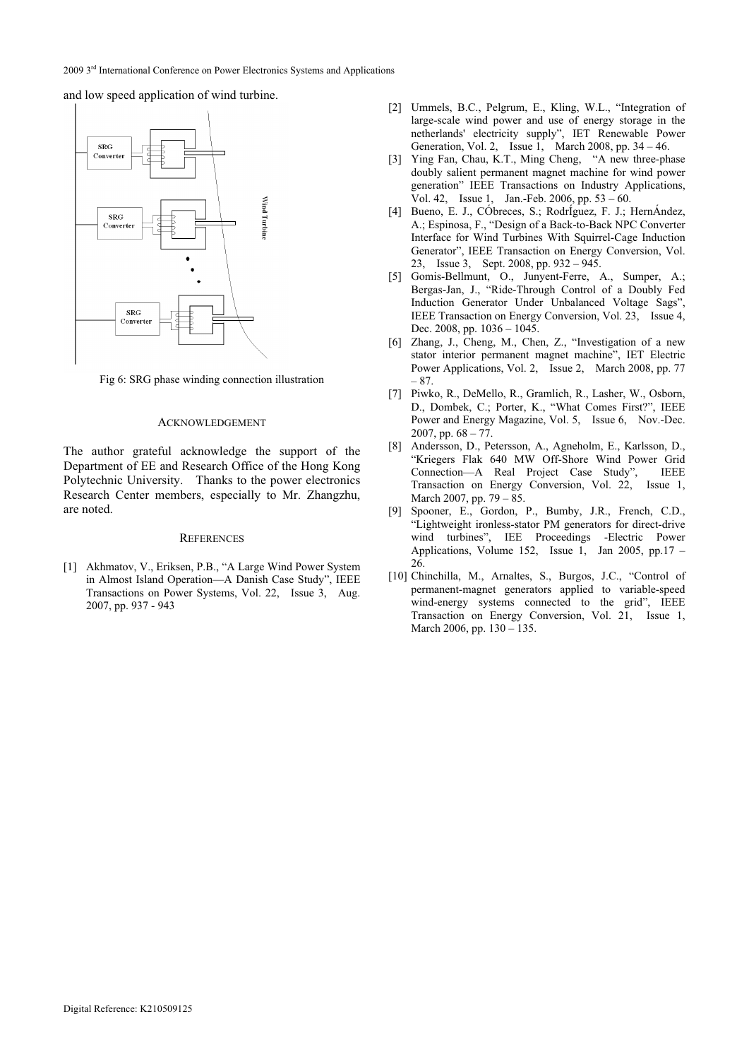and low speed application of wind turbine.

SRG Converter

SRG Converter

SRG Converter

Wind Turbine

Fig 6: SRG phase winding connection illustration

## ACKNOWLEDGEMENT

The author grateful acknowledge the support of the Department of EE and Research Office of the Hong Kong Polytechnic University. Thanks to the power electronics Research Center members, especially to Mr. Zhangzhu, are noted.

## REFERENCES

[1] Akhmatov, V., Eriksen, P.B., "A Large Wind Power System in Almost Island Operation—A Danish Case Study", IEEE Transactions on Power Systems, Vol. 22, Issue 3, Aug. 2007, pp. 937 - 943

[2] Ummels, B.C., Pelgrum, E., Kling, W.L., "Integration of large-scale wind power and use of energy storage in the netherlands' electricity supply", IET Renewable Power Generation, Vol. 2, Issue 1, March 2008, pp. 34 – 46.

[3] Ying Fan, Chau, K.T., Ming Cheng, "A new three-phase doubly salient permanent magnet machine for wind power generation" IEEE Transactions on Industry Applications, Vol. 42, Issue 1, Jan.-Feb. 2006, pp. 53 – 60.

[4] Bueno, E. J., CÓbreces, S.; RodrÍguez, F. J.; HernÁndez, A.; Espinosa, F., "Design of a Back-to-Back NPC Converter Interface for Wind Turbines With Squirrel-Cage Induction Generator", IEEE Transaction on Energy Conversion, Vol. 23, Issue 3, Sept. 2008, pp. 932 – 945.

[5] Gomis-Bellmunt, O., Junyent-Ferre, A., Sumper, A.; Bergas-Jan, J., "Ride-Through Control of a Doubly Fed Induction Generator Under Unbalanced Voltage Sags", IEEE Transaction on Energy Conversion, Vol. 23, Issue 4, Dec. 2008, pp. 1036 – 1045.

[6] Zhang, J., Cheng, M., Chen, Z., "Investigation of a new stator interior permanent magnet machine", IET Electric Power Applications, Vol. 2, Issue 2, March 2008, pp. 77 – 87.

[7] Piwko, R., DeMello, R., Gramlich, R., Lasher, W., Osborn, D., Dombek, C.; Porter, K., "What Comes First?", IEEE Power and Energy Magazine, Vol. 5, Issue 6, Nov.-Dec. 2007, pp. 68 – 77.

[8] Andersson, D., Petersson, A., Agneholm, E., Karlsson, D., "Kriegers Flak 640 MW Off-Shore Wind Power Grid Connection—A Real Project Case Study", IEEE Transaction on Energy Conversion, Vol. 22, Issue 1, March 2007, pp. 79 – 85.

[9] Spooner, E., Gordon, P., Bumby, J.R., French, C.D., "Lightweight ironless-stator PM generators for direct-drive wind turbines", IEE Proceedings -Electric Power Applications, Volume 152, Issue 1, Jan 2005, pp.17 – 26.

[10] Chinchilla, M., Arnaltes, S., Burgos, J.C., "Control of permanent-magnet generators applied to variable-speed wind-energy systems connected to the grid", IEEE Transaction on Energy Conversion, Vol. 21, Issue 1, March 2006, pp. 130 – 135.